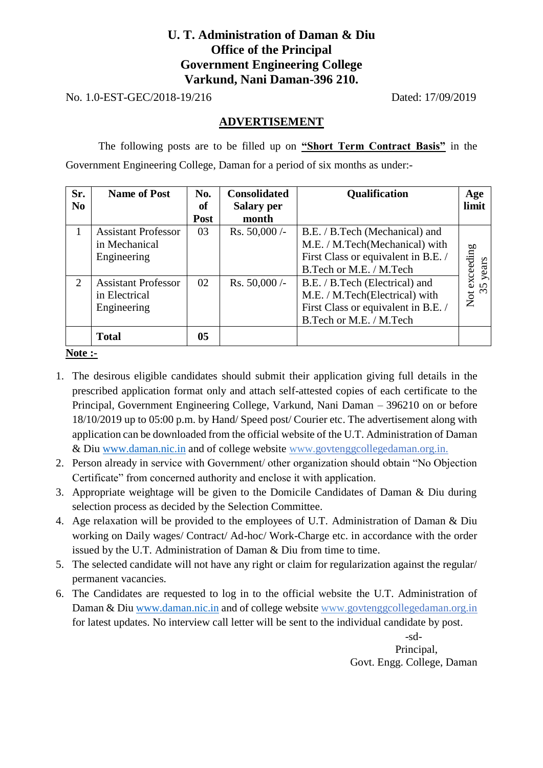# U. T. Administration of Daman & Diu
## Office of the Principal
## Government Engineering College
## Varkund, Nani Daman-396 210.

No. 1.0-EST-GEC/2018-19/216 Dated: 17/09/2019

## ADVERTISEMENT

The following posts are to be filled up on **"Short Term Contract Basis"** in the Government Engineering College, Daman for a period of six months as under:-

| Sr. No | Name of Post | No. of Post | Consolidated Salary per month | Qualification | Age limit |
|---|---|---|---|---|---|
| 1 | Assistant Professor in Mechanical Engineering | 03 | Rs. 50,000 /- | B.E. / B.Tech (Mechanical) and M.E. / M.Tech(Mechanical) with First Class or equivalent in B.E. / B.Tech or M.E. / M.Tech | Not exceeding 35 years |
| 2 | Assistant Professor in Electrical Engineering | 02 | Rs. 50,000 /- | B.E. / B.Tech (Electrical) and M.E. / M.Tech(Electrical) with First Class or equivalent in B.E. / B.Tech or M.E. / M.Tech | |
| | **Total** | **05** | | | |

**Note :-**

1. The desirous eligible candidates should submit their application giving full details in the prescribed application format only and attach self-attested copies of each certificate to the Principal, Government Engineering College, Varkund, Nani Daman – 396210 on or before 18/10/2019 up to 05:00 p.m. by Hand/ Speed post/ Courier etc. The advertisement along with application can be downloaded from the official website of the U.T. Administration of Daman & Diu www.daman.nic.in and of college website www.govtenggcollegedaman.org.in.
2. Person already in service with Government/ other organization should obtain "No Objection Certificate" from concerned authority and enclose it with application.
3. Appropriate weightage will be given to the Domicile Candidates of Daman & Diu during selection process as decided by the Selection Committee.
4. Age relaxation will be provided to the employees of U.T. Administration of Daman & Diu working on Daily wages/ Contract/ Ad-hoc/ Work-Charge etc. in accordance with the order issued by the U.T. Administration of Daman & Diu from time to time.
5. The selected candidate will not have any right or claim for regularization against the regular/ permanent vacancies.
6. The Candidates are requested to log in to the official website the U.T. Administration of Daman & Diu www.daman.nic.in and of college website www.govtenggcollegedaman.org.in for latest updates. No interview call letter will be sent to the individual candidate by post.

-sd-
Principal,
Govt. Engg. College, Daman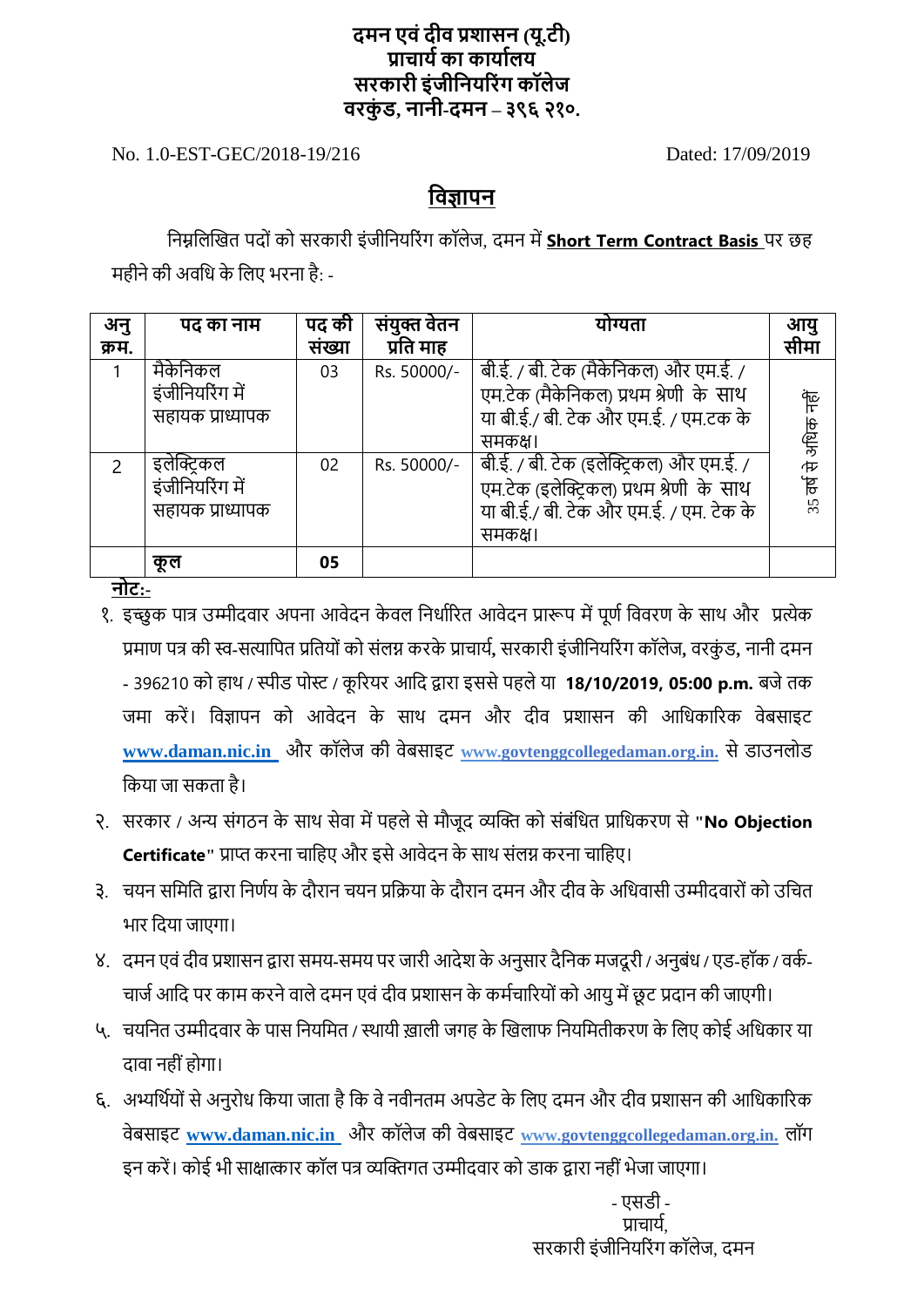**दमन एवं दीव प्रशासन (यू.टी)**
**प्राचार्य का कार्यालय**
**सरकारी इंजीनियरिंग कॉलेज**
**वरकुंड, नानी-दमन – ३९६ २१०.**

No. 1.0-EST-GEC/2018-19/216 Dated: 17/09/2019

## <u>विज्ञापन</u>

निम्नलिखित पदों को सरकारी इंजीनियरिंग कॉलेज, दमन में **<u>Short Term Contract Basis</u>** पर छह महीने की अवधि के लिए भरना है: -

| अनु क्रम. | पद का नाम | पद की संख्या | संयुक्त वेतन प्रति माह | योग्यता | आयु सीमा |
|---|---|---|---|---|---|
| 1 | मैकेनिकल इंजीनियरिंग में सहायक प्राध्यापक | 03 | Rs. 50000/- | बी.ई. / बी. टेक (मैकेनिकल) और एम.ई. / एम.टेक (मैकेनिकल) प्रथम श्रेणी के साथ या बी.ई./ बी. टेक और एम.ई. / एम.टक के समकक्ष। | 35 वर्ष से अधिक नहीं |
| 2 | इलेक्ट्रिकल इंजीनियरिंग में सहायक प्राध्यापक | 02 | Rs. 50000/- | बी.ई. / बी. टेक (इलेक्ट्रिकल) और एम.ई. / एम.टेक (इलेक्ट्रिकल) प्रथम श्रेणी के साथ या बी.ई./ बी. टेक और एम.ई. / एम. टेक के समकक्ष। | |
| | **कूल** | **05** | | | |

**<u>नोट</u>:-**

१. इच्छुक पात्र उम्मीदवार अपना आवेदन केवल निर्धारित आवेदन प्रारूप में पूर्ण विवरण के साथ और प्रत्येक प्रमाण पत्र की स्व-सत्यापित प्रतियों को संलग्न करके प्राचार्य, सरकारी इंजीनियरिंग कॉलेज, वरकुंड, नानी दमन - 396210 को हाथ / स्पीड पोस्ट / कूरियर आदि द्वारा इससे पहले या **18/10/2019, 05:00 p.m.** बजे तक जमा करें। विज्ञापन को आवेदन के साथ दमन और दीव प्रशासन की आधिकारिक वेबसाइट **<u>www.daman.nic.in</u>** और कॉलेज की वेबसाइट **<u>www.govtenggcollegedaman.org.in.</u>** से डाउनलोड किया जा सकता है।

२. सरकार / अन्य संगठन के साथ सेवा में पहले से मौजूद व्यक्ति को संबंधित प्राधिकरण से "**No Objection Certificate**" प्राप्त करना चाहिए और इसे आवेदन के साथ संलग्न करना चाहिए।

३. चयन समिति द्वारा निर्णय के दौरान चयन प्रक्रिया के दौरान दमन और दीव के अधिवासी उम्मीदवारों को उचित भार दिया जाएगा।

४. दमन एवं दीव प्रशासन द्वारा समय-समय पर जारी आदेश के अनुसार दैनिक मजदूरी / अनुबंध / एड-हॉक / वर्क-चार्ज आदि पर काम करने वाले दमन एवं दीव प्रशासन के कर्मचारियों को आयु में छूट प्रदान की जाएगी।

५. चयनित उम्मीदवार के पास नियमित / स्थायी ख़ाली जगह के खिलाफ नियमितीकरण के लिए कोई अधिकार या दावा नहीं होगा।

६. अभ्यर्थियों से अनुरोध किया जाता है कि वे नवीनतम अपडेट के लिए दमन और दीव प्रशासन की आधिकारिक वेबसाइट **<u>www.daman.nic.in</u>** और कॉलेज की वेबसाइट **<u>www.govtenggcollegedaman.org.in.</u>** लॉग इन करें। कोई भी साक्षात्कार कॉल पत्र व्यक्तिगत उम्मीदवार को डाक द्वारा नहीं भेजा जाएगा।

- एसडी -
प्राचार्य,
सरकारी इंजीनियरिंग कॉलेज, दमन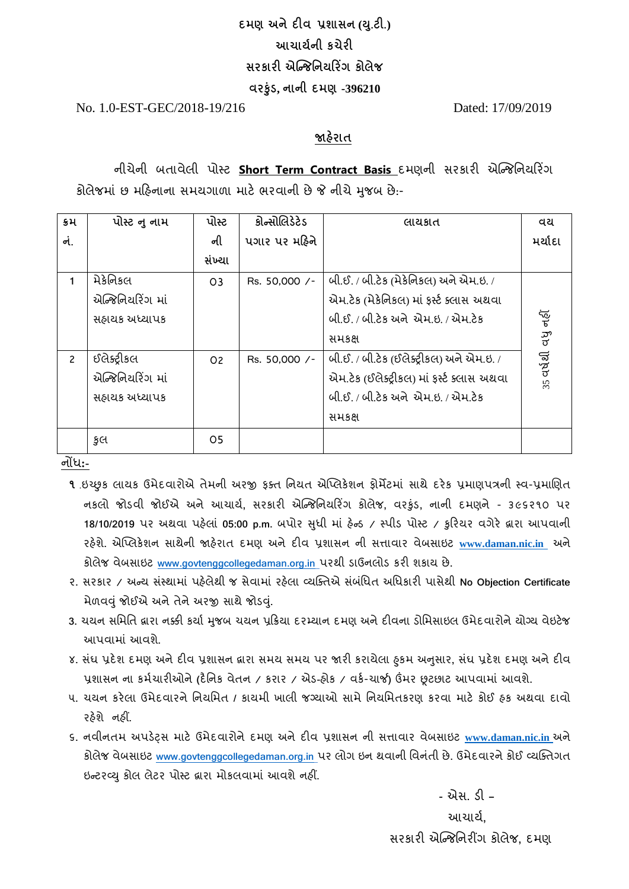**દમણ અને દીવ પ્રશાસન (યુ.ટી.)**
**આચાર્યની કચેરી**
**સરકારી એન્જિનિયરિંગ કોલેજ**
**વરકુંડ, નાની દમણ -396210**

No. 1.0-EST-GEC/2018-19/216 Dated: 17/09/2019

## જાહેરાત

નીચેની બતાવેલી પોસ્ટ **Short Term Contract Basis** દમણની સરકારી એન્જિનિયરિંગ કોલેજમાં છ મહિનાના સમયગાળા માટે ભરવાની છે જે નીચે મુજબ છે:-

| ક્રમ નં. | પોસ્ટ નુ નામ | પોસ્ટ ની સંખ્યા | કોન્સોલિડેટેડ પગાર પર મહિને | લાયકાત | વય મર્યાદા |
|---|---|---|---|---|---|
| 1 | મેકેનિકલ એન્જિનિયરિંગ માં સહાયક અધ્યાપક | 03 | Rs. 50,000 /- | બી.ઈ. / બી.ટેક (મેકેનિકલ) અને એમ.ઇ. / એમ.ટેક (મેકેનિકલ) માં ફર્સ્ટ ક્લાસ અથવા બી.ઈ. / બી.ટેક અને એમ.ઇ. / એમ.ટેક સમકક્ષ | 35 વર્ષથી વધુ નહીં |
| 2 | ઈલેક્ટ્રીકલ એન્જિનિયરિંગ માં સહાયક અધ્યાપક | 02 | Rs. 50,000 /- | બી.ઈ. / બી.ટેક (ઈલેક્ટ્રીકલ) અને એમ.ઇ. / એમ.ટેક (ઈલેક્ટ્રીકલ) માં ફર્સ્ટ ક્લાસ અથવા બી.ઈ. / બી.ટેક અને એમ.ઇ. / એમ.ટેક સમકક્ષ | |
| | કુલ | 05 | | | |

**નોંધ:-**

૧ .ઇચ્છુક લાયક ઉમેદવારોએ તેમની અરજી ફક્ત નિયત એપ્લિકેશન ફોર્મેટમાં સાથે દરેક પ્રમાણપત્રની સ્વ-પ્રમાણિત નકલો જોડવી જોઈએ અને આચાર્ય, સરકારી એન્જિનિયરિંગ કોલેજ, વરકુંડ, નાની દમણને - ૩૯૬૨૧૦ પર **18/10/2019** પર અથવા પહેલાં **05:00 p.m.** બપોર સુધી માં હેન્ડ / સ્પીડ પોસ્ટ / કુરિયર વગેરે દ્વારા આપવાની રહેશે. એપ્લિકેશન સાથેની જાહેરાત દમણ અને દીવ પ્રશાસન ની સત્તાવાર વેબસાઇટ www.daman.nic.in અને કોલેજ વેબસાઇટ www.govtenggcollegedaman.org.in પરથી ડાઉનલોડ કરી શકાય છે.

૨. સરકાર / અન્ય સંસ્થામાં પહેલેથી જ સેવામાં રહેલા વ્યક્તિએ સંબંધિત અધિકારી પાસેથી No Objection Certificate મેળવવું જોઈએ અને તેને અરજી સાથે જોડવું.

3. ચયન સમિતિ દ્વારા નક્કી કર્યા મુજબ ચયન પ્રક્રિયા દરમ્યાન દમણ અને દીવના ડોમિસાઇલ ઉમેદવારોને યોગ્ય વેઇટેજ આપવામાં આવશે.

૪. સંઘ પ્રદેશ દમણ અને દીવ પ્રશાસન દ્વારા સમય સમય પર જારી કરાયેલા હુકમ અનુસાર, સંઘ પ્રદેશ દમણ અને દીવ પ્રશાસન ના કર્મચારીઓને (દૈનિક વેતન / કરાર / એડ-હોક / વર્ક-ચાર્જ) ઉંમર છૂટછાટ આપવામાં આવશે.

૫. ચયન કરેલા ઉમેદવારને નિયમિત / કાયમી ખાલી જગ્યાઓ સામે નિયમિતકરણ કરવા માટે કોઈ હક અથવા દાવો રહેશે નહીં.

૬. નવીનતમ અપડેટ્સ માટે ઉમેદવારોને દમણ અને દીવ પ્રશાસન ની સત્તાવાર વેબસાઇટ www.daman.nic.in અને કોલેજ વેબસાઇટ www.govtenggcollegedaman.org.in પર લોગ ઇન થવાની વિનંતી છે. ઉમેદવારને કોઈ વ્યક્તિગત ઇન્ટરવ્યુ કોલ લેટર પોસ્ટ દ્વારા મોકલવામાં આવશે નહીં.

- એસ. ડી –
આચાર્ય,
સરકારી એન્જિનિરીંગ કોલેજ, દમણ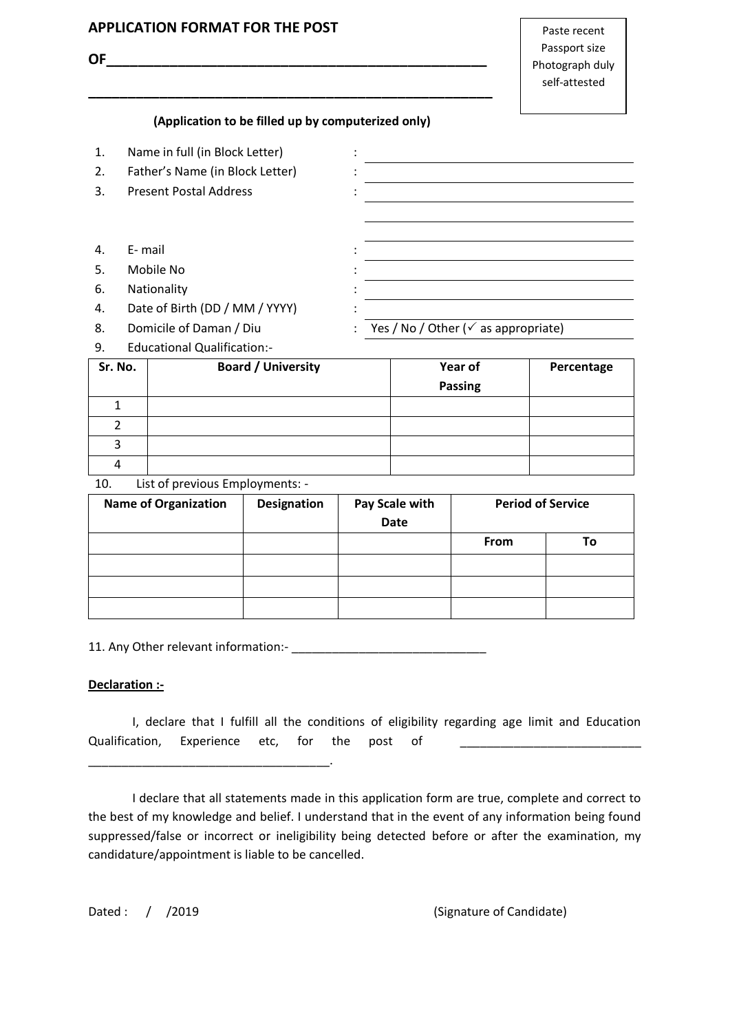**APPLICATION FORMAT FOR THE POST**

**OF___________________________________________________**

**_____________________________________________________**

Paste recent Passport size Photograph duly self-attested

**(Application to be filled up by computerized only)**

1. Name in full (in Block Letter) : ______________________
2. Father's Name (in Block Letter) : ______________________
3. Present Postal Address : ______________________

   ______________________

   ______________________
4. E- mail : ______________________
5. Mobile No : ______________________
6. Nationality : ______________________
4. Date of Birth (DD / MM / YYYY) : ______________________
8. Domicile of Daman / Diu : Yes / No / Other (✓ as appropriate)
9. Educational Qualification:-

| Sr. No. | Board / University | Year of Passing | Percentage |
|---|---|---|---|
| 1 | | | |
| 2 | | | |
| 3 | | | |
| 4 | | | |

10. List of previous Employments: -

| Name of Organization | Designation | Pay Scale with Date | Period of Service | |
|---|---|---|---|---|
| | | | From | To |
| | | | | |
| | | | | |
| | | | | |

11. Any Other relevant information:- ____________________________

**Declaration :-**

I, declare that I fulfill all the conditions of eligibility regarding age limit and Education Qualification, Experience etc, for the post of ___________________________ ___________________________________.

I declare that all statements made in this application form are true, complete and correct to the best of my knowledge and belief. I understand that in the event of any information being found suppressed/false or incorrect or ineligibility being detected before or after the examination, my candidature/appointment is liable to be cancelled.

Dated : / /2019 (Signature of Candidate)